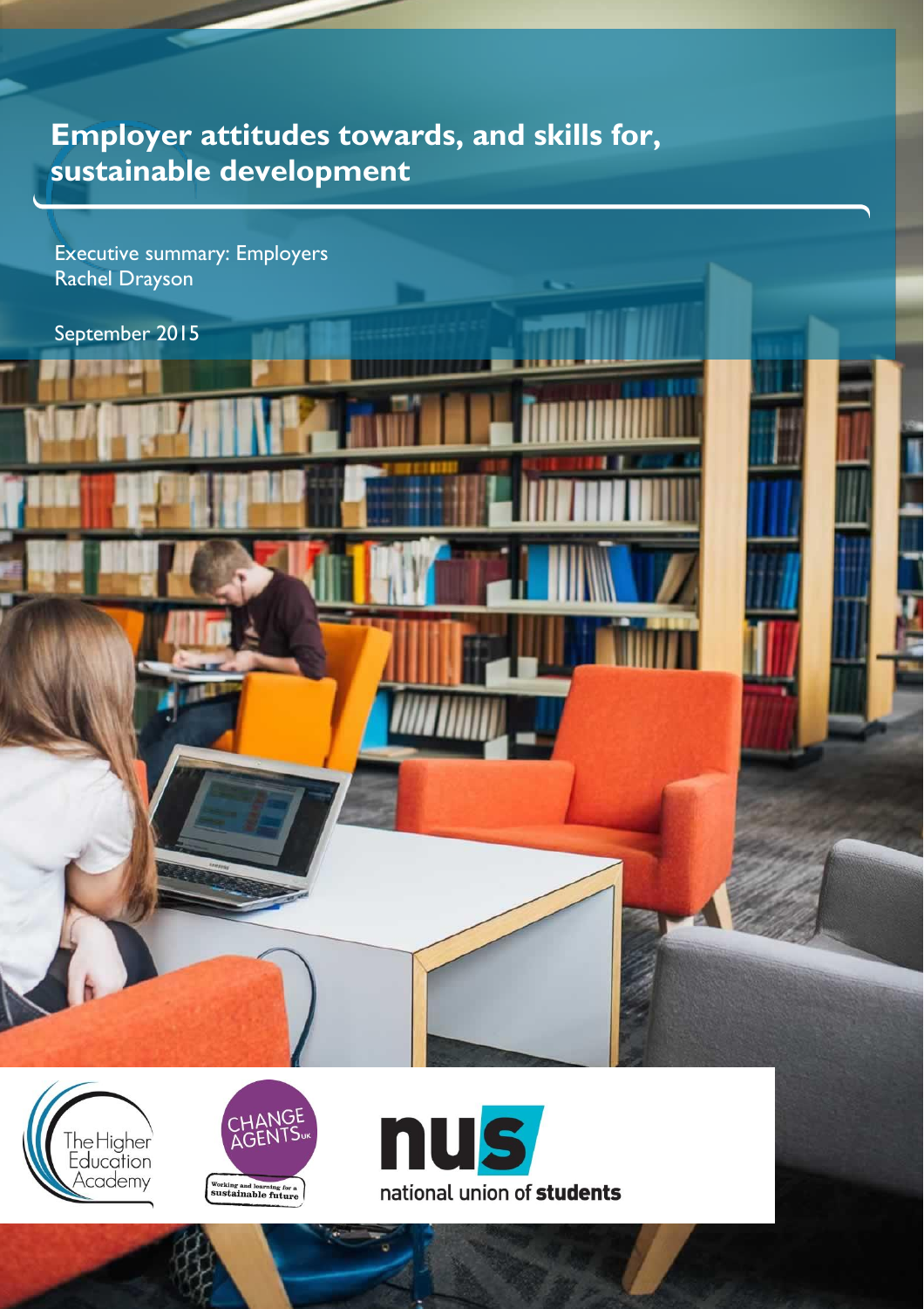# Employer attitudes towards, and skills for, sustainable development

Executive summary: Employers
Rachel Drayson

September 2015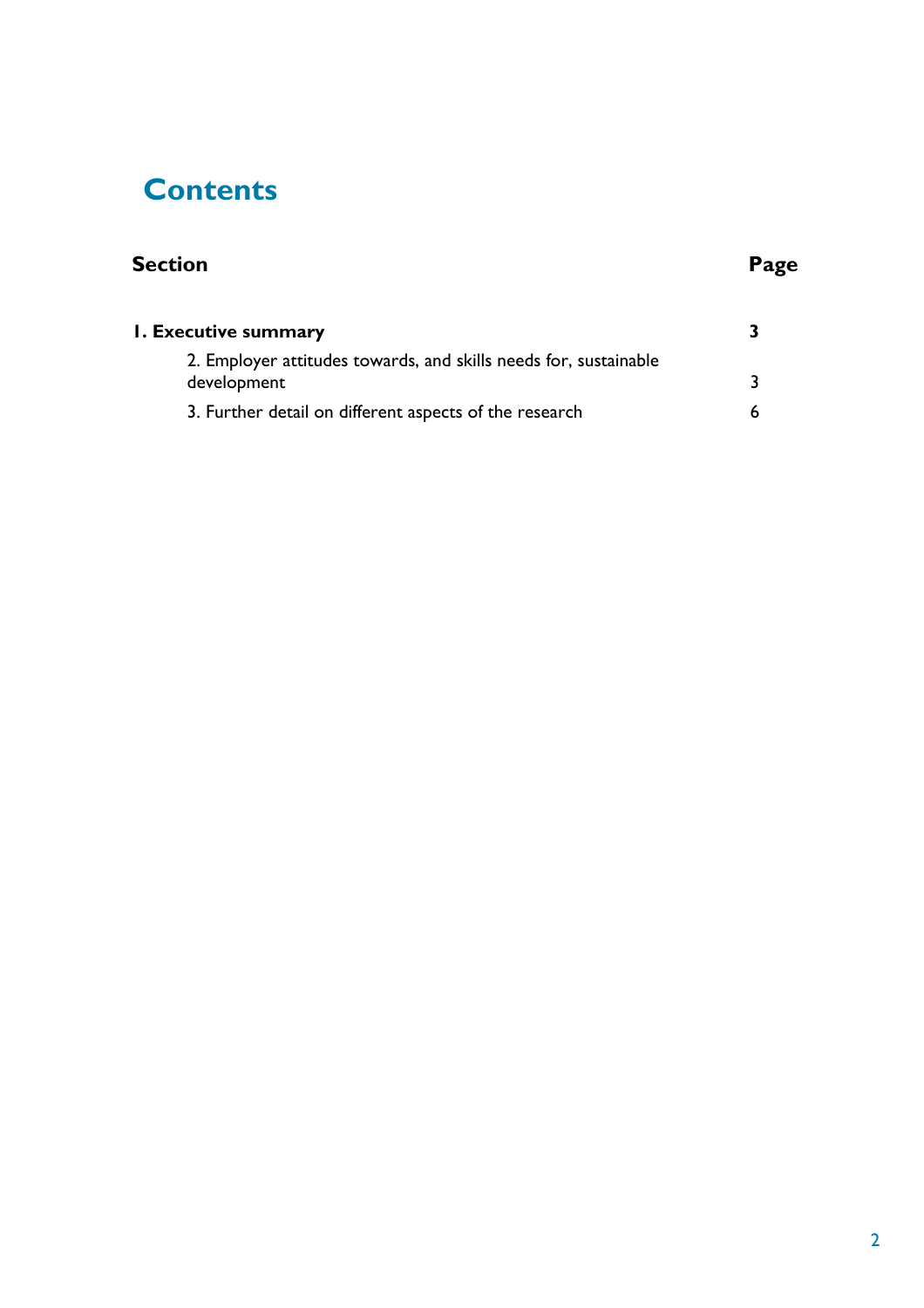# Contents

| Section | Page |
| --- | --- |
| **1. Executive summary** | **3** |
| 2. Employer attitudes towards, and skills needs for, sustainable development | 3 |
| 3. Further detail on different aspects of the research | 6 |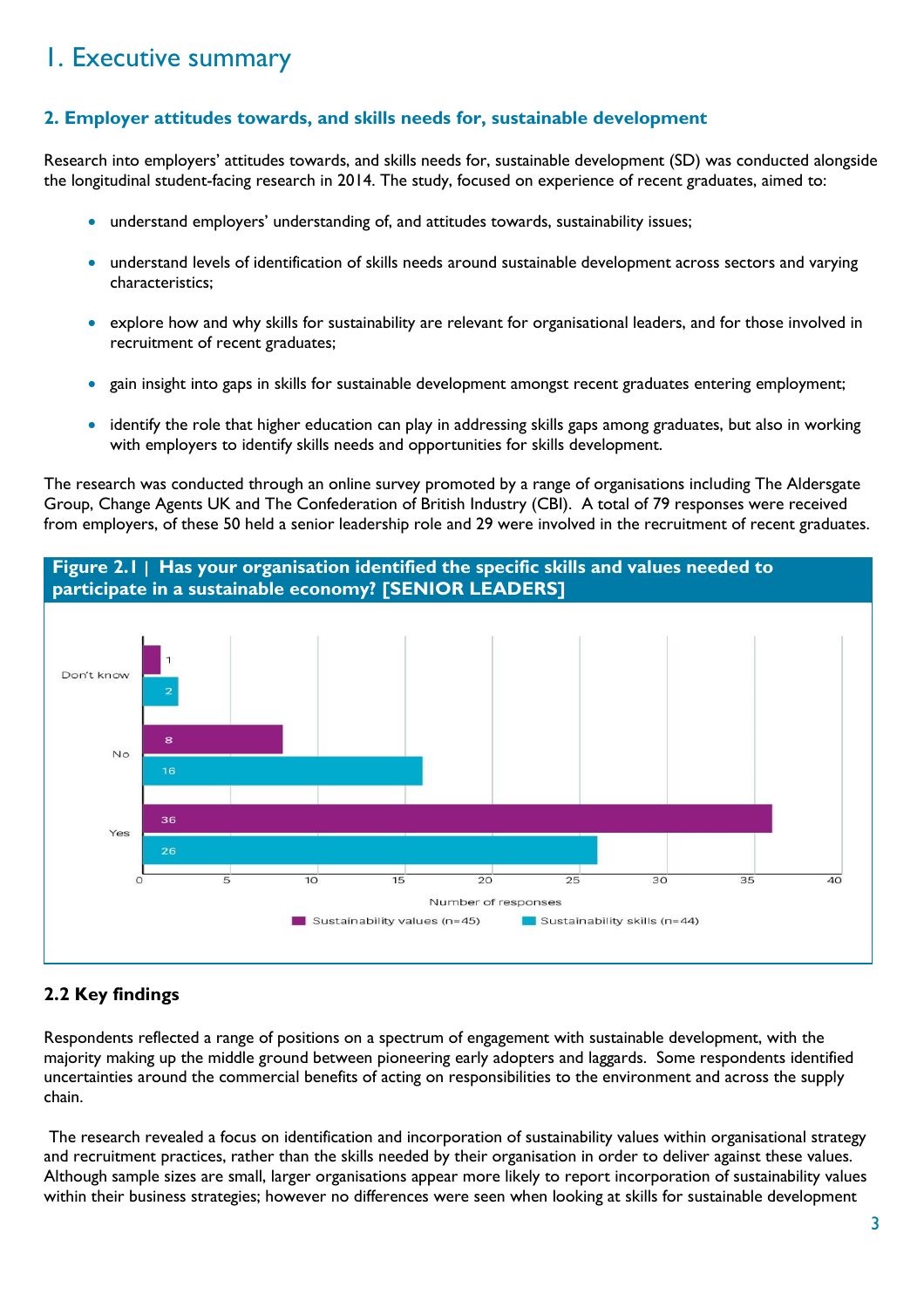# 1. Executive summary

## 2. Employer attitudes towards, and skills needs for, sustainable development

Research into employers' attitudes towards, and skills needs for, sustainable development (SD) was conducted alongside the longitudinal student-facing research in 2014. The study, focused on experience of recent graduates, aimed to:

- understand employers' understanding of, and attitudes towards, sustainability issues;
- understand levels of identification of skills needs around sustainable development across sectors and varying characteristics;
- explore how and why skills for sustainability are relevant for organisational leaders, and for those involved in recruitment of recent graduates;
- gain insight into gaps in skills for sustainable development amongst recent graduates entering employment;
- identify the role that higher education can play in addressing skills gaps among graduates, but also in working with employers to identify skills needs and opportunities for skills development.

The research was conducted through an online survey promoted by a range of organisations including The Aldersgate Group, Change Agents UK and The Confederation of British Industry (CBI). A total of 79 responses were received from employers, of these 50 held a senior leadership role and 29 were involved in the recruitment of recent graduates.

**Figure 2.1 | Has your organisation identified the specific skills and values needed to participate in a sustainable economy? [SENIOR LEADERS]**

| Response | Sustainability values (n=45) | Sustainability skills (n=44) |
|---|---|---|
| Don't know | 1 | 2 |
| No | 8 | 16 |
| Yes | 36 | 26 |

Number of responses

### 2.2 Key findings

Respondents reflected a range of positions on a spectrum of engagement with sustainable development, with the majority making up the middle ground between pioneering early adopters and laggards. Some respondents identified uncertainties around the commercial benefits of acting on responsibilities to the environment and across the supply chain.

The research revealed a focus on identification and incorporation of sustainability values within organisational strategy and recruitment practices, rather than the skills needed by their organisation in order to deliver against these values. Although sample sizes are small, larger organisations appear more likely to report incorporation of sustainability values within their business strategies; however no differences were seen when looking at skills for sustainable development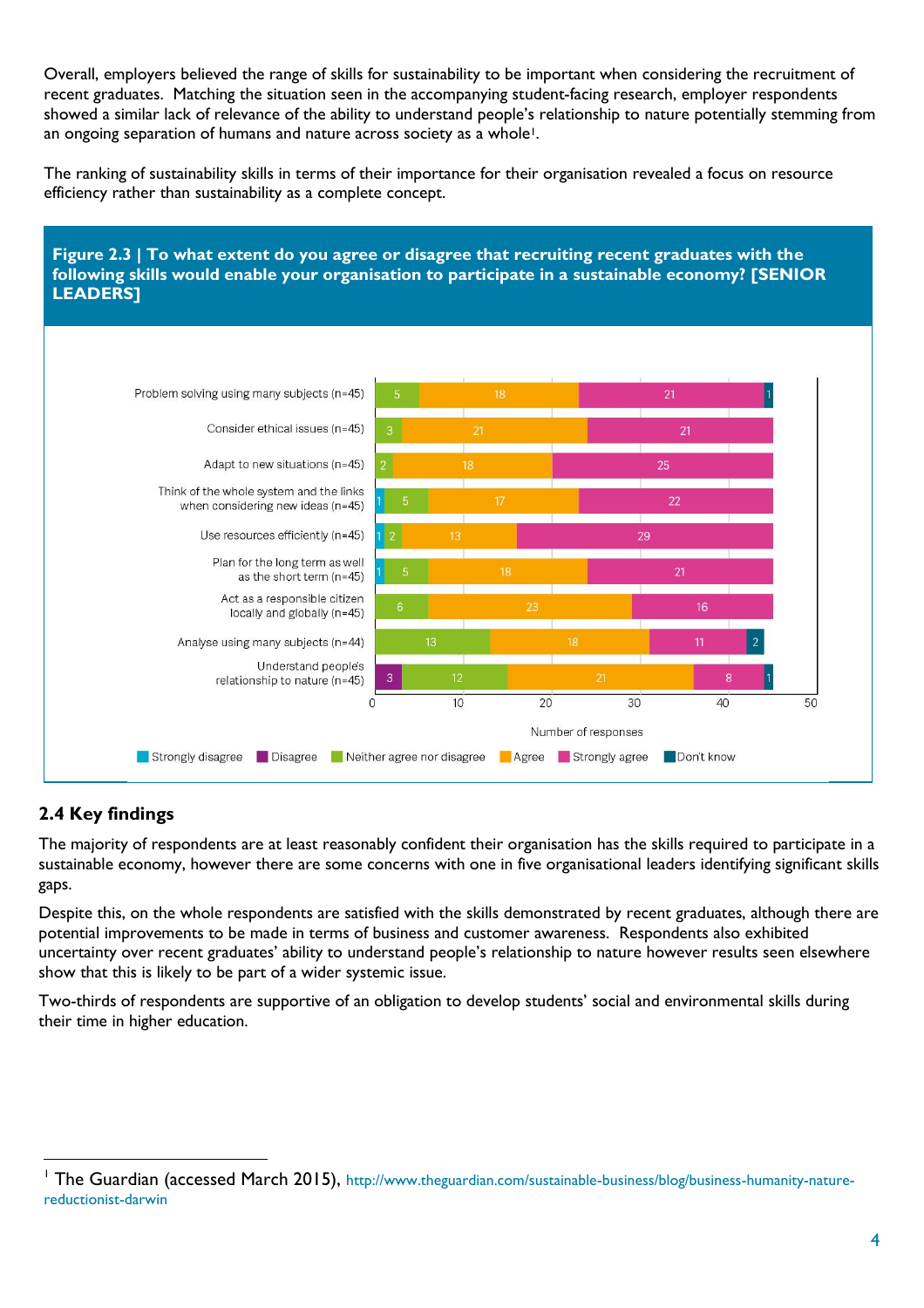Overall, employers believed the range of skills for sustainability to be important when considering the recruitment of recent graduates. Matching the situation seen in the accompanying student-facing research, employer respondents showed a similar lack of relevance of the ability to understand people's relationship to nature potentially stemming from an ongoing separation of humans and nature across society as a whole[1].

The ranking of sustainability skills in terms of their importance for their organisation revealed a focus on resource efficiency rather than sustainability as a complete concept.

**Figure 2.3 | To what extent do you agree or disagree that recruiting recent graduates with the following skills would enable your organisation to participate in a sustainable economy? [SENIOR LEADERS]**

| Skill | Strongly disagree | Disagree | Neither agree nor disagree | Agree | Strongly agree | Don't know |
|---|---|---|---|---|---|---|
| Problem solving using many subjects (n=45) | | | 5 | 18 | 21 | 1 |
| Consider ethical issues (n=45) | | | 3 | 21 | 21 | |
| Adapt to new situations (n=45) | | | 2 | 18 | 25 | |
| Think of the whole system and the links when considering new ideas (n=45) | 1 | | 5 | 17 | 22 | |
| Use resources efficiently (n=45) | 1 | | 2 | 13 | 29 | |
| Plan for the long term as well as the short term (n=45) | 1 | | 5 | 18 | 21 | |
| Act as a responsible citizen locally and globally (n=45) | | | 6 | 23 | 16 | |
| Analyse using many subjects (n=44) | | | 13 | 18 | 11 | 2 |
| Understand people's relationship to nature (n=45) | | 3 | 12 | 21 | 8 | 1 |

Number of responses

## 2.4 Key findings

The majority of respondents are at least reasonably confident their organisation has the skills required to participate in a sustainable economy, however there are some concerns with one in five organisational leaders identifying significant skills gaps.

Despite this, on the whole respondents are satisfied with the skills demonstrated by recent graduates, although there are potential improvements to be made in terms of business and customer awareness. Respondents also exhibited uncertainty over recent graduates' ability to understand people's relationship to nature however results seen elsewhere show that this is likely to be part of a wider systemic issue.

Two-thirds of respondents are supportive of an obligation to develop students' social and environmental skills during their time in higher education.

---

[1] The Guardian (accessed March 2015), http://www.theguardian.com/sustainable-business/blog/business-humanity-nature-reductionist-darwin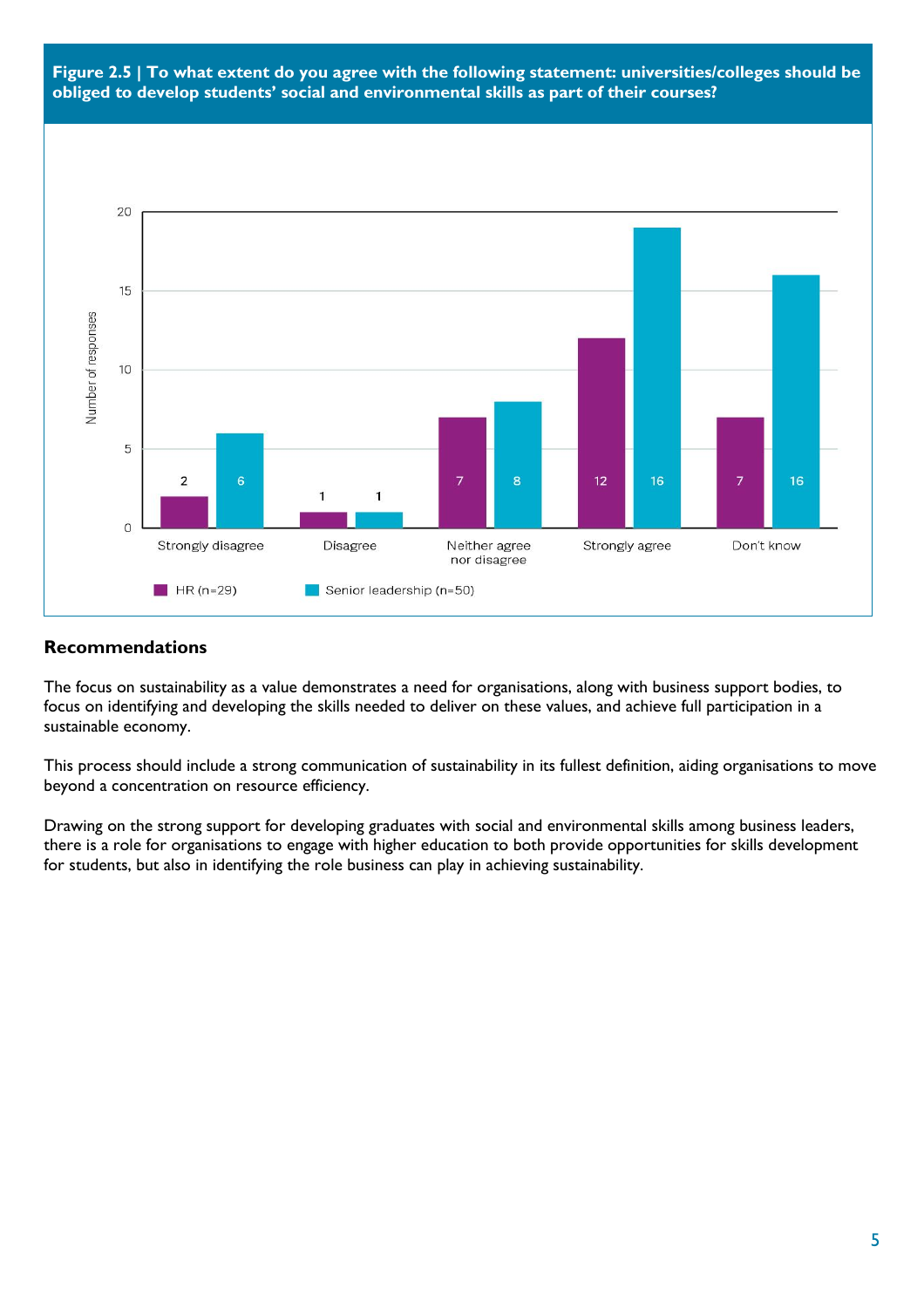**Figure 2.5 | To what extent do you agree with the following statement: universities/colleges should be obliged to develop students' social and environmental skills as part of their courses?**

| Response | HR (n=29) | Senior leadership (n=50) |
| --- | --- | --- |
| Strongly disagree | 2 | 6 |
| Disagree | 1 | 1 |
| Neither agree nor disagree | 7 | 8 |
| Strongly agree | 12 | 16 |
| Don't know | 7 | 16 |

## Recommendations

The focus on sustainability as a value demonstrates a need for organisations, along with business support bodies, to focus on identifying and developing the skills needed to deliver on these values, and achieve full participation in a sustainable economy.

This process should include a strong communication of sustainability in its fullest definition, aiding organisations to move beyond a concentration on resource efficiency.

Drawing on the strong support for developing graduates with social and environmental skills among business leaders, there is a role for organisations to engage with higher education to both provide opportunities for skills development for students, but also in identifying the role business can play in achieving sustainability.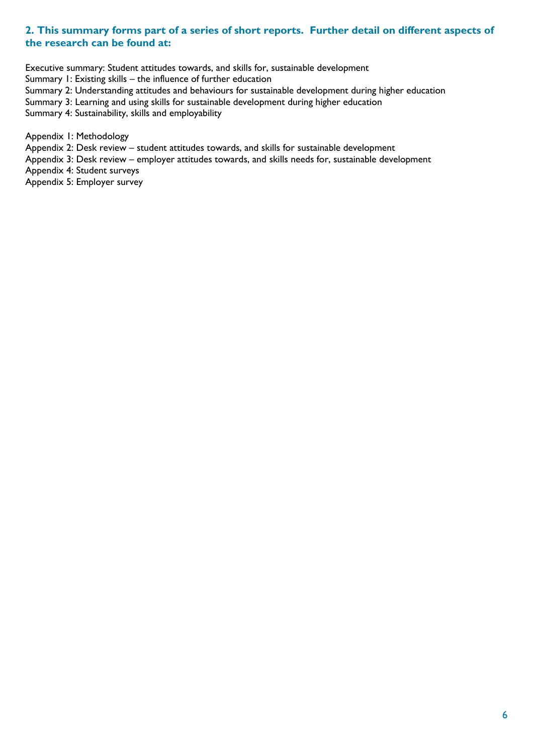## 2. This summary forms part of a series of short reports. Further detail on different aspects of the research can be found at:

Executive summary: Student attitudes towards, and skills for, sustainable development
Summary 1: Existing skills – the influence of further education
Summary 2: Understanding attitudes and behaviours for sustainable development during higher education
Summary 3: Learning and using skills for sustainable development during higher education
Summary 4: Sustainability, skills and employability

Appendix 1: Methodology
Appendix 2: Desk review – student attitudes towards, and skills for sustainable development
Appendix 3: Desk review – employer attitudes towards, and skills needs for, sustainable development
Appendix 4: Student surveys
Appendix 5: Employer survey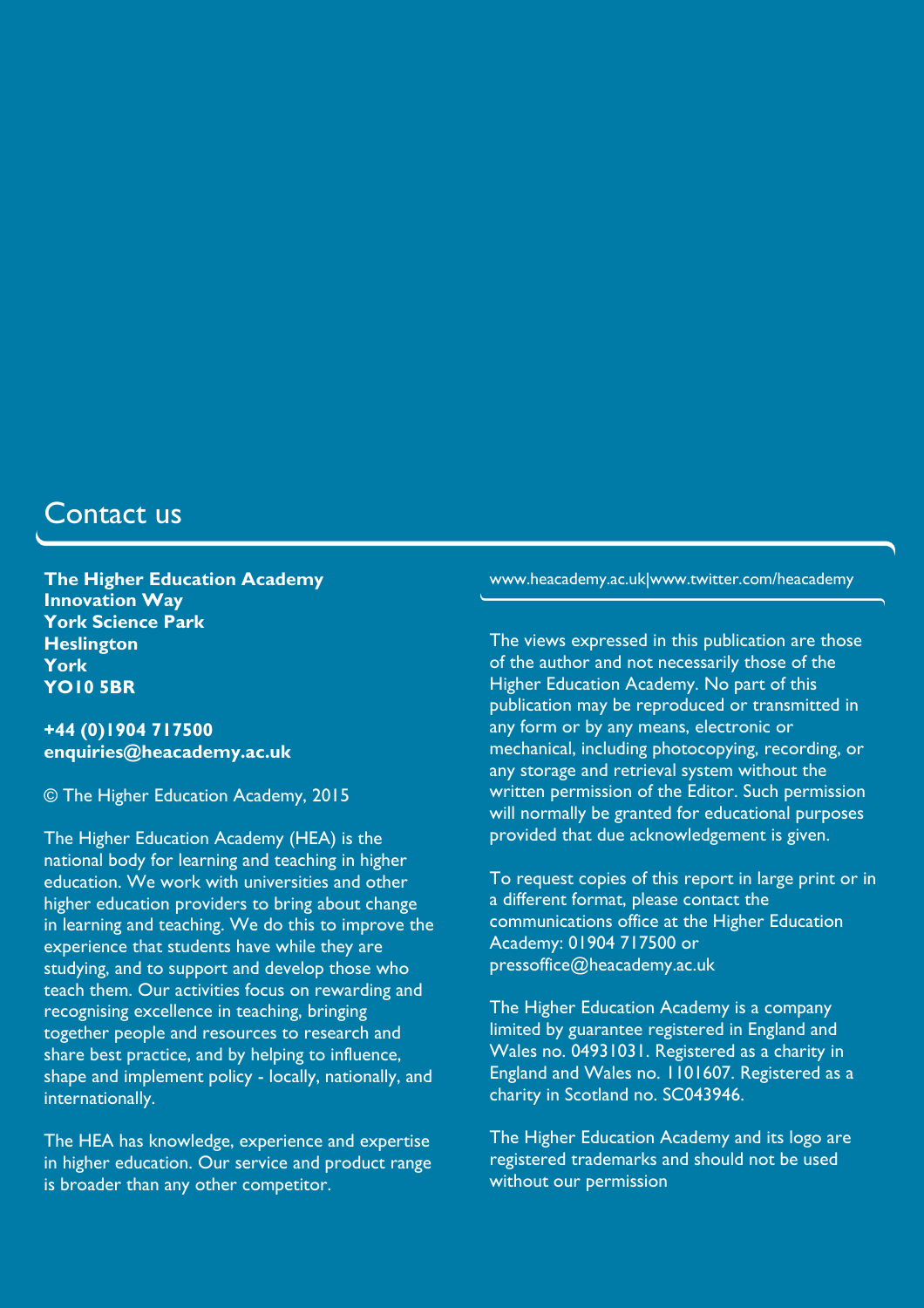## Contact us

**The Higher Education Academy**
**Innovation Way**
**York Science Park**
**Heslington**
**York**
**YO10 5BR**

**+44 (0)1904 717500**
**enquiries@heacademy.ac.uk**

© The Higher Education Academy, 2015

The Higher Education Academy (HEA) is the national body for learning and teaching in higher education. We work with universities and other higher education providers to bring about change in learning and teaching. We do this to improve the experience that students have while they are studying, and to support and develop those who teach them. Our activities focus on rewarding and recognising excellence in teaching, bringing together people and resources to research and share best practice, and by helping to influence, shape and implement policy - locally, nationally, and internationally.

The HEA has knowledge, experience and expertise in higher education. Our service and product range is broader than any other competitor.

www.heacademy.ac.uk|www.twitter.com/heacademy

The views expressed in this publication are those of the author and not necessarily those of the Higher Education Academy. No part of this publication may be reproduced or transmitted in any form or by any means, electronic or mechanical, including photocopying, recording, or any storage and retrieval system without the written permission of the Editor. Such permission will normally be granted for educational purposes provided that due acknowledgement is given.

To request copies of this report in large print or in a different format, please contact the communications office at the Higher Education Academy: 01904 717500 or pressoffice@heacademy.ac.uk

The Higher Education Academy is a company limited by guarantee registered in England and Wales no. 04931031. Registered as a charity in England and Wales no. 1101607. Registered as a charity in Scotland no. SC043946.

The Higher Education Academy and its logo are registered trademarks and should not be used without our permission